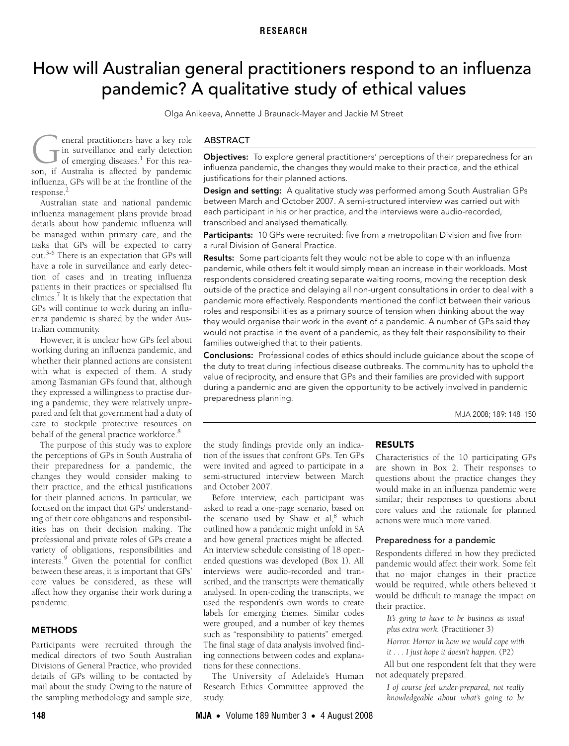# How will Australian general practitioners respond to an influenza pandemic? A qualitative study of ethical values

Olga Anikeeva, Annette J Braunack-Mayer and Jackie M Street

## ABSTRACT

**Objectives:** To explore general practitioners' perceptions of their preparedness for an influenza pandemic, the changes they would make to their practice, and the ethical justifications for their planned actions.

**Design and setting:** A qualitative study was performed among South Australian GPs between March and October 2007. A semi-structured interview was carried out with each participant in his or her practice, and the interviews were audio-recorded, transcribed and analysed thematically.

**Participants:** 10 GPs were recruited: five from a metropolitan Division and five from a rural Division of General Practice.

**Results:** Some participants felt they would not be able to cope with an influenza pandemic, while others felt it would simply mean an increase in their workloads. Most respondents considered creating separate waiting rooms, moving the reception desk outside of the practice and delaying all non-urgent consultations in order to deal with a pandemic more effectively. Respondents mentioned the conflict between their various roles and responsibilities as a primary source of tension when thinking about the way they would organise their work in the event of a pandemic. A number of GPs said they would not practise in the event of a pandemic, as they felt their responsibility to their families outweighed that to their patients.

**Conclusions:** Professional codes of ethics should include guidance about the scope of the duty to treat during infectious disease outbreaks. The community has to uphold the value of reciprocity, and ensure that GPs and their families are provided with support during a pandemic and are given the opportunity to be actively involved in pandemic preparedness planning.

MJA 2008; 189: 148–150

General practitioners have a key role in surveillance and early detection of emerging diseases.[1] For this reason, if Australia is affected by pandemic influenza, GPs will be at the frontline of the response.[2]

Australian state and national pandemic influenza management plans provide broad details about how pandemic influenza will be managed within primary care, and the tasks that GPs will be expected to carry out.[3-6] There is an expectation that GPs will have a role in surveillance and early detection of cases and in treating influenza patients in their practices or specialised flu clinics.[7] It is likely that the expectation that GPs will continue to work during an influenza pandemic is shared by the wider Australian community.

However, it is unclear how GPs feel about working during an influenza pandemic, and whether their planned actions are consistent with what is expected of them. A study among Tasmanian GPs found that, although they expressed a willingness to practise during a pandemic, they were relatively unprepared and felt that government had a duty of care to stockpile protective resources on behalf of the general practice workforce.[8]

The purpose of this study was to explore the perceptions of GPs in South Australia of their preparedness for a pandemic, the changes they would consider making to their practice, and the ethical justifications for their planned actions. In particular, we focused on the impact that GPs' understanding of their core obligations and responsibilities has on their decision making. The professional and private roles of GPs create a variety of obligations, responsibilities and interests.[9] Given the potential for conflict between these areas, it is important that GPs' core values be considered, as these will affect how they organise their work during a pandemic.

## METHODS

Participants were recruited through the medical directors of two South Australian Divisions of General Practice, who provided details of GPs willing to be contacted by mail about the study. Owing to the nature of the sampling methodology and sample size, the study findings provide only an indication of the issues that confront GPs. Ten GPs were invited and agreed to participate in a semi-structured interview between March and October 2007.

Before interview, each participant was asked to read a one-page scenario, based on the scenario used by Shaw et al,[8] which outlined how a pandemic might unfold in SA and how general practices might be affected. An interview schedule consisting of 18 open-ended questions was developed (Box 1). All interviews were audio-recorded and transcribed, and the transcripts were thematically analysed. In open-coding the transcripts, we used the respondent's own words to create labels for emerging themes. Similar codes were grouped, and a number of key themes such as "responsibility to patients" emerged. The final stage of data analysis involved finding connections between codes and explanations for these connections.

The University of Adelaide's Human Research Ethics Committee approved the study.

## RESULTS

Characteristics of the 10 participating GPs are shown in Box 2. Their responses to questions about the practice changes they would make in an influenza pandemic were similar; their responses to questions about core values and the rationale for planned actions were much more varied.

### Preparedness for a pandemic

Respondents differed in how they predicted pandemic would affect their work. Some felt that no major changes in their practice would be required, while others believed it would be difficult to manage the impact on their practice.

> *It's going to have to be business as usual plus extra work.* (Practitioner 3)
>
> *Horror. Horror in how we would cope with it . . . I just hope it doesn't happen.* (P2)

All but one respondent felt that they were not adequately prepared.

> *I of course feel under-prepared, not really knowledgeable about what's going to be*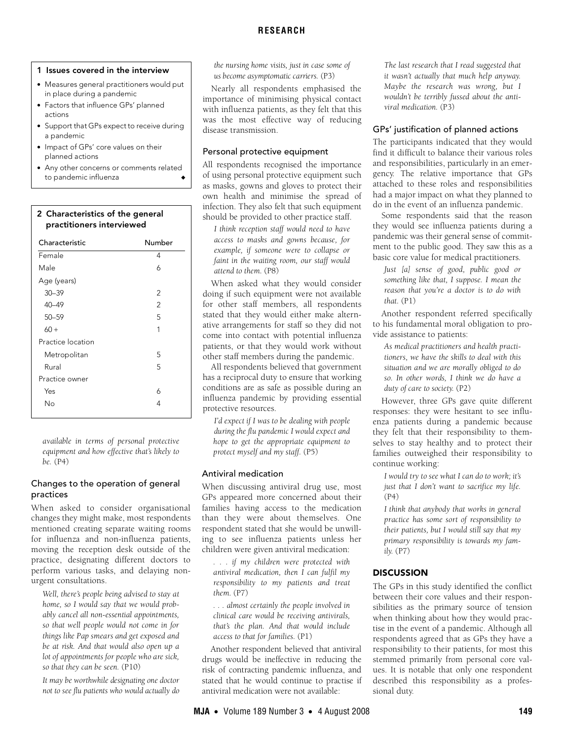### 1 Issues covered in the interview

- Measures general practitioners would put in place during a pandemic
- Factors that influence GPs' planned actions
- Support that GPs expect to receive during a pandemic
- Impact of GPs' core values on their planned actions
- Any other concerns or comments related to pandemic influenza ◆

### 2 Characteristics of the general practitioners interviewed

| Characteristic | Number |
|---|---|
| Female | 4 |
| Male | 6 |
| Age (years) | |
| 30–39 | 2 |
| 40–49 | 2 |
| 50–59 | 5 |
| 60 + | 1 |
| Practice location | |
| Metropolitan | 5 |
| Rural | 5 |
| Practice owner | |
| Yes | 6 |
| No | 4 |

*available in terms of personal protective equipment and how effective that's likely to be.* (P4)

### Changes to the operation of general practices

When asked to consider organisational changes they might make, most respondents mentioned creating separate waiting rooms for influenza and non-influenza patients, moving the reception desk outside of the practice, designating different doctors to perform various tasks, and delaying non-urgent consultations.

> *Well, there's people being advised to stay at home, so I would say that we would probably cancel all non-essential appointments, so that well people would not come in for things like Pap smears and get exposed and be at risk. And that would also open up a lot of appointments for people who are sick, so that they can be seen.* (P10)

> *It may be worthwhile designating one doctor not to see flu patients who would actually do the nursing home visits, just in case some of us become asymptomatic carriers.* (P3)

Nearly all respondents emphasised the importance of minimising physical contact with influenza patients, as they felt that this was the most effective way of reducing disease transmission.

### Personal protective equipment

All respondents recognised the importance of using personal protective equipment such as masks, gowns and gloves to protect their own health and minimise the spread of infection. They also felt that such equipment should be provided to other practice staff.

> *I think reception staff would need to have access to masks and gowns because, for example, if someone were to collapse or faint in the waiting room, our staff would attend to them.* (P8)

When asked what they would consider doing if such equipment were not available for other staff members, all respondents stated that they would either make alternative arrangements for staff so they did not come into contact with potential influenza patients, or that they would work without other staff members during the pandemic.

All respondents believed that government has a reciprocal duty to ensure that working conditions are as safe as possible during an influenza pandemic by providing essential protective resources.

> *I'd expect if I was to be dealing with people during the flu pandemic I would expect and hope to get the appropriate equipment to protect myself and my staff.* (P5)

### Antiviral medication

When discussing antiviral drug use, most GPs appeared more concerned about their families having access to the medication than they were about themselves. One respondent stated that she would be unwilling to see influenza patients unless her children were given antiviral medication:

> *. . . if my children were protected with antiviral medication, then I can fulfil my responsibility to my patients and treat them.* (P7)

> *. . . almost certainly the people involved in clinical care would be receiving antivirals, that's the plan. And that would include access to that for families.* (P1)

Another respondent believed that antiviral drugs would be ineffective in reducing the risk of contracting pandemic influenza, and stated that he would continue to practise if antiviral medication were not available:

> *The last research that I read suggested that it wasn't actually that much help anyway. Maybe the research was wrong, but I wouldn't be terribly fussed about the antiviral medication.* (P3)

### GPs' justification of planned actions

The participants indicated that they would find it difficult to balance their various roles and responsibilities, particularly in an emergency. The relative importance that GPs attached to these roles and responsibilities had a major impact on what they planned to do in the event of an influenza pandemic.

Some respondents said that the reason they would see influenza patients during a pandemic was their general sense of commitment to the public good. They saw this as a basic core value for medical practitioners.

> *Just [a] sense of good, public good or something like that, I suppose. I mean the reason that you're a doctor is to do with that.* (P1)

Another respondent referred specifically to his fundamental moral obligation to provide assistance to patients:

> *As medical practitioners and health practitioners, we have the skills to deal with this situation and we are morally obliged to do so. In other words, I think we do have a duty of care to society.* (P2)

However, three GPs gave quite different responses: they were hesitant to see influenza patients during a pandemic because they felt that their responsibility to themselves to stay healthy and to protect their families outweighed their responsibility to continue working:

> *I would try to see what I can do to work; it's just that I don't want to sacrifice my life.* (P4)

> *I think that anybody that works in general practice has some sort of responsibility to their patients, but I would still say that my primary responsibility is towards my family.* (P7)

## DISCUSSION

The GPs in this study identified the conflict between their core values and their responsibilities as the primary source of tension when thinking about how they would practise in the event of a pandemic. Although all respondents agreed that as GPs they have a responsibility to their patients, for most this stemmed primarily from personal core values. It is notable that only one respondent described this responsibility as a professional duty.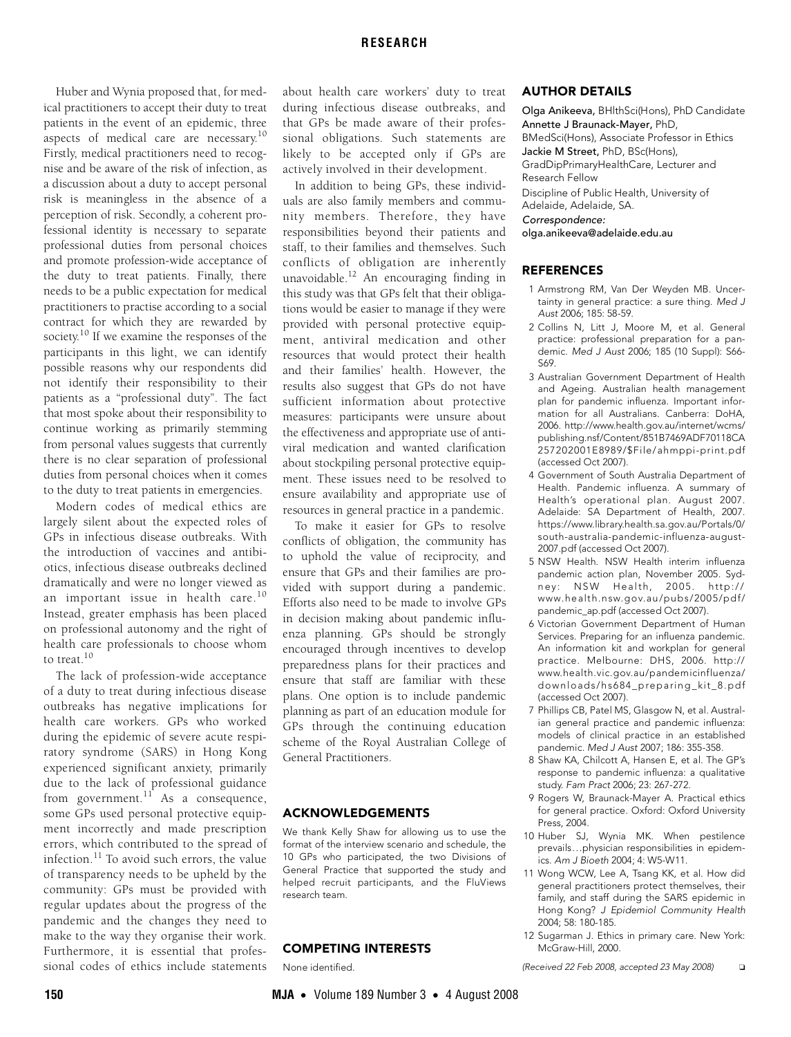Huber and Wynia proposed that, for medical practitioners to accept their duty to treat patients in the event of an epidemic, three aspects of medical care are necessary.[10] Firstly, medical practitioners need to recognise and be aware of the risk of infection, as a discussion about a duty to accept personal risk is meaningless in the absence of a perception of risk. Secondly, a coherent professional identity is necessary to separate professional duties from personal choices and promote profession-wide acceptance of the duty to treat patients. Finally, there needs to be a public expectation for medical practitioners to practise according to a social contract for which they are rewarded by society.[10] If we examine the responses of the participants in this light, we can identify possible reasons why our respondents did not identify their responsibility to their patients as a "professional duty". The fact that most spoke about their responsibility to continue working as primarily stemming from personal values suggests that currently there is no clear separation of professional duties from personal choices when it comes to the duty to treat patients in emergencies.

Modern codes of medical ethics are largely silent about the expected roles of GPs in infectious disease outbreaks. With the introduction of vaccines and antibiotics, infectious disease outbreaks declined dramatically and were no longer viewed as an important issue in health care.[10] Instead, greater emphasis has been placed on professional autonomy and the right of health care professionals to choose whom to treat.[10]

The lack of profession-wide acceptance of a duty to treat during infectious disease outbreaks has negative implications for health care workers. GPs who worked during the epidemic of severe acute respiratory syndrome (SARS) in Hong Kong experienced significant anxiety, primarily due to the lack of professional guidance from government.[11] As a consequence, some GPs used personal protective equipment incorrectly and made prescription errors, which contributed to the spread of infection.[11] To avoid such errors, the value of transparency needs to be upheld by the community: GPs must be provided with regular updates about the progress of the pandemic and the changes they need to make to the way they organise their work. Furthermore, it is essential that professional codes of ethics include statements about health care workers' duty to treat during infectious disease outbreaks, and that GPs be made aware of their professional obligations. Such statements are likely to be accepted only if GPs are actively involved in their development.

In addition to being GPs, these individuals are also family members and community members. Therefore, they have responsibilities beyond their patients and staff, to their families and themselves. Such conflicts of obligation are inherently unavoidable.[12] An encouraging finding in this study was that GPs felt that their obligations would be easier to manage if they were provided with personal protective equipment, antiviral medication and other resources that would protect their health and their families' health. However, the results also suggest that GPs do not have sufficient information about protective measures: participants were unsure about the effectiveness and appropriate use of antiviral medication and wanted clarification about stockpiling personal protective equipment. These issues need to be resolved to ensure availability and appropriate use of resources in general practice in a pandemic.

To make it easier for GPs to resolve conflicts of obligation, the community has to uphold the value of reciprocity, and ensure that GPs and their families are provided with support during a pandemic. Efforts also need to be made to involve GPs in decision making about pandemic influenza planning. GPs should be strongly encouraged through incentives to develop preparedness plans for their practices and ensure that staff are familiar with these plans. One option is to include pandemic planning as part of an education module for GPs through the continuing education scheme of the Royal Australian College of General Practitioners.

## ACKNOWLEDGEMENTS

We thank Kelly Shaw for allowing us to use the format of the interview scenario and schedule, the 10 GPs who participated, the two Divisions of General Practice that supported the study and helped recruit participants, and the FluViews research team.

## COMPETING INTERESTS

None identified.

## AUTHOR DETAILS

**Olga Anikeeva,** BHlthSci(Hons), PhD Candidate
**Annette J Braunack-Mayer,** PhD, BMedSci(Hons), Associate Professor in Ethics
**Jackie M Street,** PhD, BSc(Hons), GradDipPrimaryHealthCare, Lecturer and Research Fellow

Discipline of Public Health, University of Adelaide, Adelaide, SA.

*Correspondence:* olga.anikeeva@adelaide.edu.au

## REFERENCES

1. Armstrong RM, Van Der Weyden MB. Uncertainty in general practice: a sure thing. *Med J Aust* 2006; 185: 58-59.
2. Collins N, Litt J, Moore M, et al. General practice: professional preparation for a pandemic. *Med J Aust* 2006; 185 (10 Suppl): S66-S69.
3. Australian Government Department of Health and Ageing. Australian health management plan for pandemic influenza. Important information for all Australians. Canberra: DoHA, 2006. http://www.health.gov.au/internet/wcms/publishing.nsf/Content/851B7469ADF70118CA257202001E8989/$File/ahmppi-print.pdf (accessed Oct 2007).
4. Government of South Australia Department of Health. Pandemic influenza. A summary of Health's operational plan. August 2007. Adelaide: SA Department of Health, 2007. https://www.library.health.sa.gov.au/Portals/0/south-australia-pandemic-influenza-august-2007.pdf (accessed Oct 2007).
5. NSW Health. NSW Health interim influenza pandemic action plan, November 2005. Sydney: NSW Health, 2005. http://www.health.nsw.gov.au/pubs/2005/pdf/pandemic_ap.pdf (accessed Oct 2007).
6. Victorian Government Department of Human Services. Preparing for an influenza pandemic. An information kit and workplan for general practice. Melbourne: DHS, 2006. http://www.health.vic.gov.au/pandemicinfluenza/downloads/hs684_preparing_kit_8.pdf (accessed Oct 2007).
7. Phillips CB, Patel MS, Glasgow N, et al. Australian general practice and pandemic influenza: models of clinical practice in an established pandemic. *Med J Aust* 2007; 186: 355-358.
8. Shaw KA, Chilcott A, Hansen E, et al. The GP's response to pandemic influenza: a qualitative study. *Fam Pract* 2006; 23: 267-272.
9. Rogers W, Braunack-Mayer A. Practical ethics for general practice. Oxford: Oxford University Press, 2004.
10. Huber SJ, Wynia MK. When pestilence prevails…physician responsibilities in epidemics. *Am J Bioeth* 2004; 4: W5-W11.
11. Wong WCW, Lee A, Tsang KK, et al. How did general practitioners protect themselves, their family, and staff during the SARS epidemic in Hong Kong? *J Epidemiol Community Health* 2004; 58: 180-185.
12. Sugarman J. Ethics in primary care. New York: McGraw-Hill, 2000.

*(Received 22 Feb 2008, accepted 23 May 2008)*